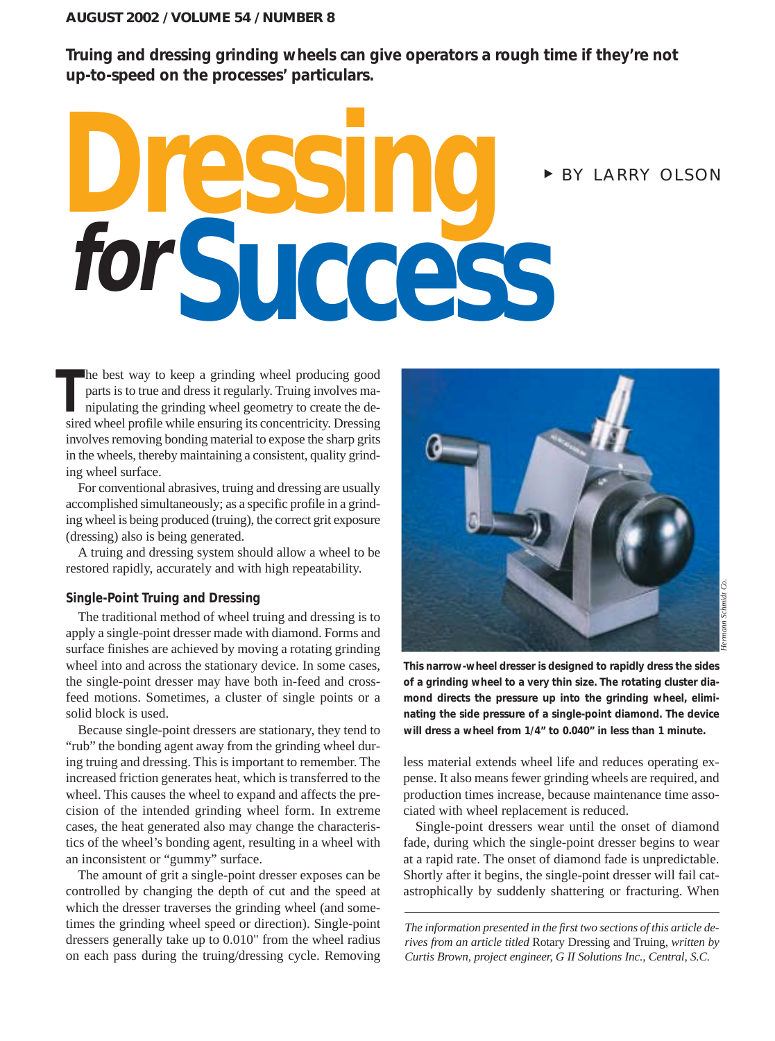**Truing and dressing grinding wheels can give operators a rough time if they're not up-to-speed on the processes' particulars.**

# Dressing *for* Success

BY LARRY OLSON

The best way to keep a grinding wheel producing good parts is to true and dress it regularly. Truing involves manipulating the grinding wheel geometry to create the desired wheel profile while ensuring its concentricity. Dressing involves removing bonding material to expose the sharp grits in the wheels, thereby maintaining a consistent, quality grinding wheel surface.

For conventional abrasives, truing and dressing are usually accomplished simultaneously; as a specific profile in a grinding wheel is being produced (truing), the correct grit exposure (dressing) also is being generated.

A truing and dressing system should allow a wheel to be restored rapidly, accurately and with high repeatability.

## Single-Point Truing and Dressing

The traditional method of wheel truing and dressing is to apply a single-point dresser made with diamond. Forms and surface finishes are achieved by moving a rotating grinding wheel into and across the stationary device. In some cases, the single-point dresser may have both in-feed and cross-feed motions. Sometimes, a cluster of single points or a solid block is used.

Because single-point dressers are stationary, they tend to "rub" the bonding agent away from the grinding wheel during truing and dressing. This is important to remember. The increased friction generates heat, which is transferred to the wheel. This causes the wheel to expand and affects the precision of the intended grinding wheel form. In extreme cases, the heat generated also may change the characteristics of the wheel's bonding agent, resulting in a wheel with an inconsistent or "gummy" surface.

The amount of grit a single-point dresser exposes can be controlled by changing the depth of cut and the speed at which the dresser traverses the grinding wheel (and sometimes the grinding wheel speed or direction). Single-point dressers generally take up to 0.010" from the wheel radius on each pass during the truing/dressing cycle. Removing less material extends wheel life and reduces operating expense. It also means fewer grinding wheels are required, and production times increase, because maintenance time associated with wheel replacement is reduced.

Single-point dressers wear until the onset of diamond fade, during which the single-point dresser begins to wear at a rapid rate. The onset of diamond fade is unpredictable. Shortly after it begins, the single-point dresser will fail catastrophically by suddenly shattering or fracturing. When

**This narrow-wheel dresser is designed to rapidly dress the sides of a grinding wheel to a very thin size. The rotating cluster diamond directs the pressure up into the grinding wheel, eliminating the side pressure of a single-point diamond. The device will dress a wheel from 1/4" to 0.040" in less than 1 minute.**

Hermann Schmidt Co.

*The information presented in the first two sections of this article derives from an article titled* Rotary Dressing and Truing, *written by Curtis Brown, project engineer, G II Solutions Inc., Central, S.C.*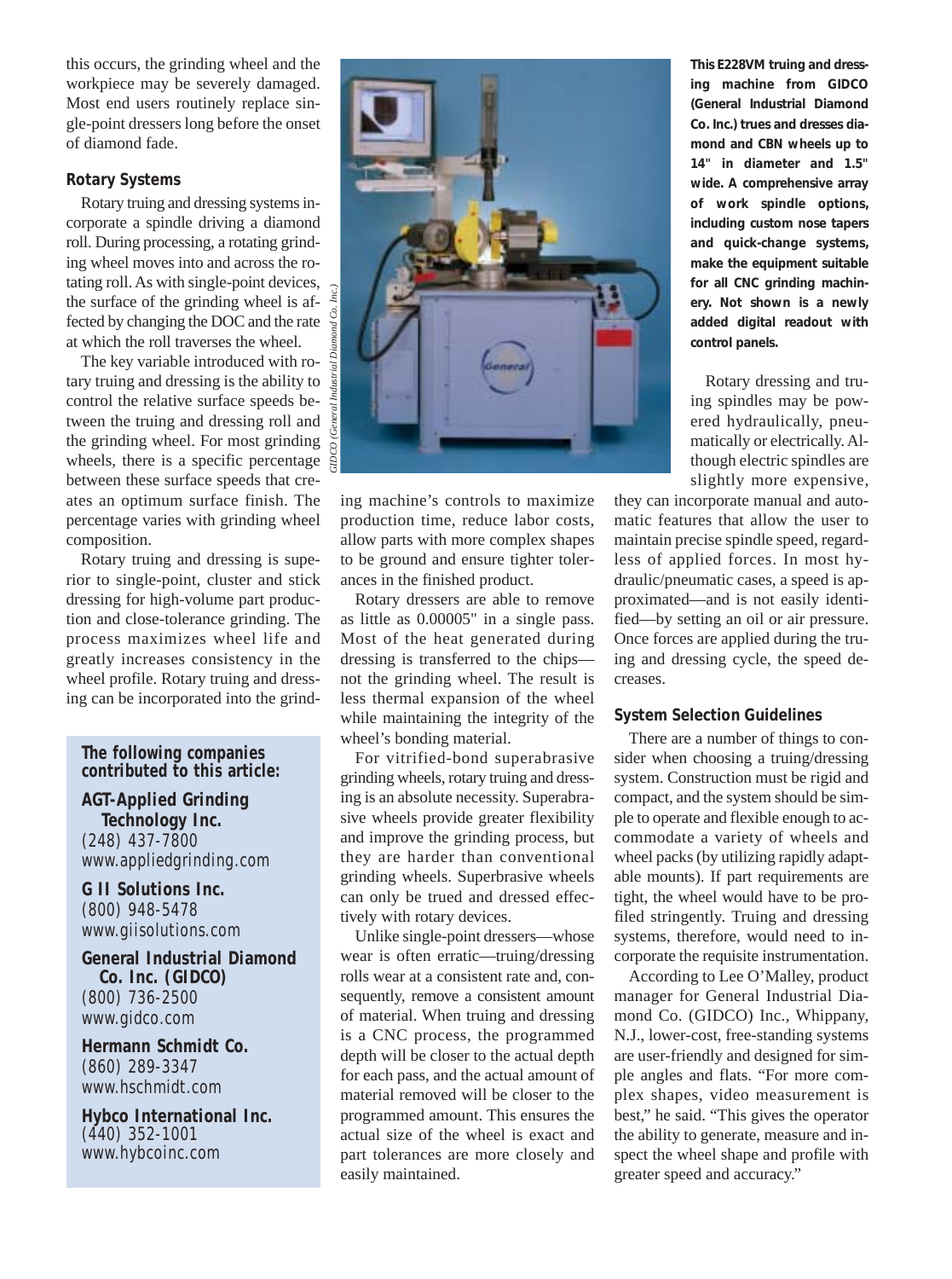this occurs, the grinding wheel and the workpiece may be severely damaged. Most end users routinely replace single-point dressers long before the onset of diamond fade.

### Rotary Systems

Rotary truing and dressing systems incorporate a spindle driving a diamond roll. During processing, a rotating grinding wheel moves into and across the rotating roll. As with single-point devices, the surface of the grinding wheel is affected by changing the DOC and the rate at which the roll traverses the wheel.

The key variable introduced with rotary truing and dressing is the ability to control the relative surface speeds between the truing and dressing roll and the grinding wheel. For most grinding wheels, there is a specific percentage between these surface speeds that creates an optimum surface finish. The percentage varies with grinding wheel composition.

Rotary truing and dressing is superior to single-point, cluster and stick dressing for high-volume part production and close-tolerance grinding. The process maximizes wheel life and greatly increases consistency in the wheel profile. Rotary truing and dressing can be incorporated into the grinding machine's controls to maximize production time, reduce labor costs, allow parts with more complex shapes to be ground and ensure tighter tolerances in the finished product.

Rotary dressers are able to remove as little as 0.00005" in a single pass. Most of the heat generated during dressing is transferred to the chips—not the grinding wheel. The result is less thermal expansion of the wheel while maintaining the integrity of the wheel's bonding material.

For vitrified-bond superabrasive grinding wheels, rotary truing and dressing is an absolute necessity. Superabrasive wheels provide greater flexibility and improve the grinding process, but they are harder than conventional grinding wheels. Superbrasive wheels can only be trued and dressed effectively with rotary devices.

Unlike single-point dressers—whose wear is often erratic—truing/dressing rolls wear at a consistent rate and, consequently, remove a consistent amount of material. When truing and dressing is a CNC process, the programmed depth will be closer to the actual depth for each pass, and the actual amount of material removed will be closer to the programmed amount. This ensures the actual size of the wheel is exact and part tolerances are more closely and easily maintained.

*GIDCO (General Industrial Diamond Co. Inc.)*

**This E228VM truing and dressing machine from GIDCO (General Industrial Diamond Co. Inc.) trues and dresses diamond and CBN wheels up to 14" in diameter and 1.5" wide. A comprehensive array of work spindle options, including custom nose tapers and quick-change systems, make the equipment suitable for all CNC grinding machinery. Not shown is a newly added digital readout with control panels.**

Rotary dressing and truing spindles may be powered hydraulically, pneumatically or electrically. Although electric spindles are slightly more expensive, they can incorporate manual and automatic features that allow the user to maintain precise spindle speed, regardless of applied forces. In most hydraulic/pneumatic cases, a speed is approximated—and is not easily identified—by setting an oil or air pressure. Once forces are applied during the truing and dressing cycle, the speed decreases.

### System Selection Guidelines

There are a number of things to consider when choosing a truing/dressing system. Construction must be rigid and compact, and the system should be simple to operate and flexible enough to accommodate a variety of wheels and wheel packs (by utilizing rapidly adaptable mounts). If part requirements are tight, the wheel would have to be profiled stringently. Truing and dressing systems, therefore, would need to incorporate the requisite instrumentation.

According to Lee O'Malley, product manager for General Industrial Diamond Co. (GIDCO) Inc., Whippany, N.J., lower-cost, free-standing systems are user-friendly and designed for simple angles and flats. "For more complex shapes, video measurement is best," he said. "This gives the operator the ability to generate, measure and inspect the wheel shape and profile with greater speed and accuracy."

---

**The following companies contributed to this article:**

**AGT-Applied Grinding Technology Inc.**
(248) 437-7800
www.appliedgrinding.com

**G II Solutions Inc.**
(800) 948-5478
www.giisolutions.com

**General Industrial Diamond Co. Inc. (GIDCO)**
(800) 736-2500
www.gidco.com

**Hermann Schmidt Co.**
(860) 289-3347
www.hschmidt.com

**Hybco International Inc.**
(440) 352-1001
www.hybcoinc.com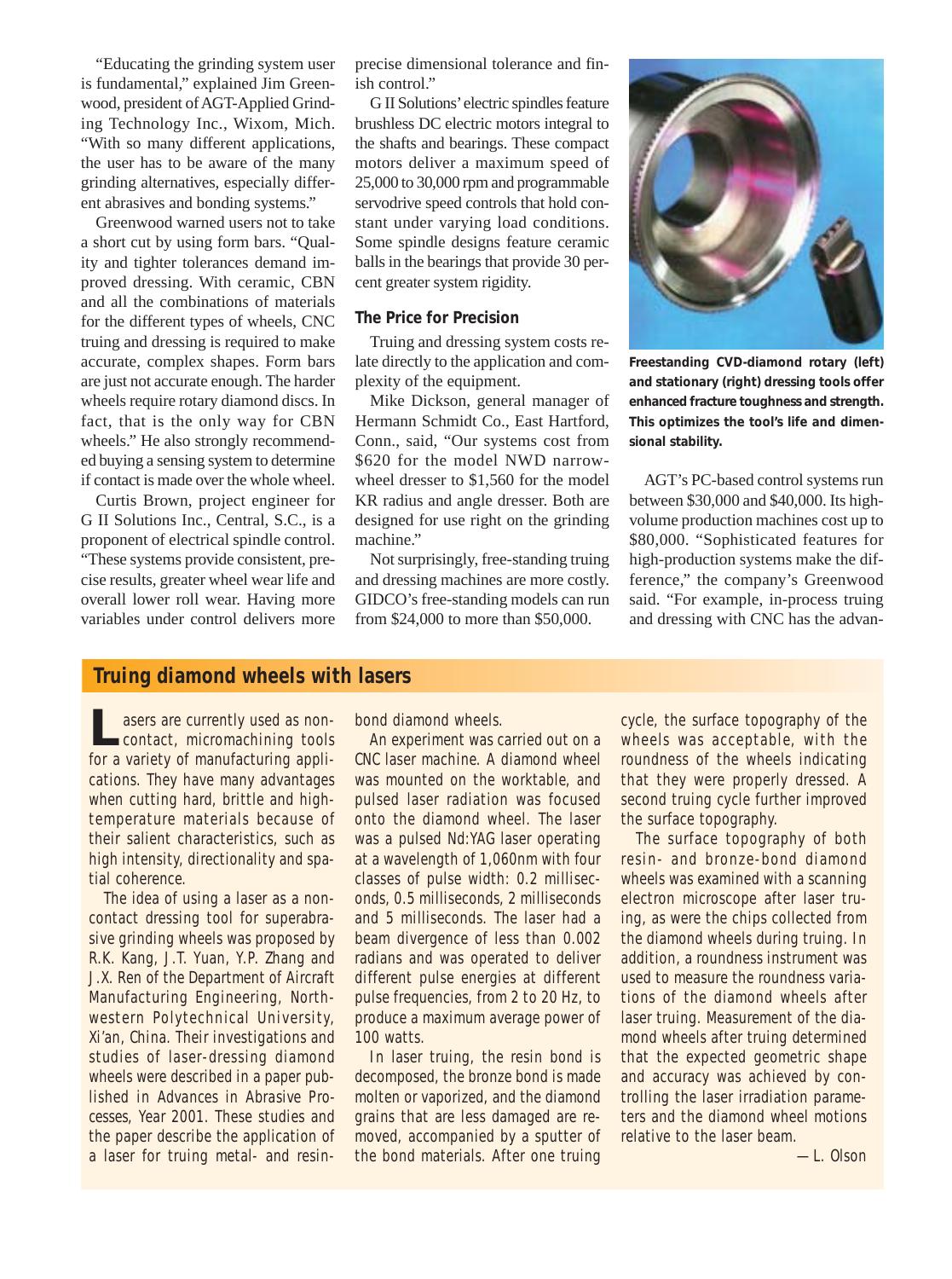"Educating the grinding system user is fundamental," explained Jim Greenwood, president of AGT-Applied Grinding Technology Inc., Wixom, Mich. "With so many different applications, the user has to be aware of the many grinding alternatives, especially different abrasives and bonding systems."

Greenwood warned users not to take a short cut by using form bars. "Quality and tighter tolerances demand improved dressing. With ceramic, CBN and all the combinations of materials for the different types of wheels, CNC truing and dressing is required to make accurate, complex shapes. Form bars are just not accurate enough. The harder wheels require rotary diamond discs. In fact, that is the only way for CBN wheels." He also strongly recommended buying a sensing system to determine if contact is made over the whole wheel.

Curtis Brown, project engineer for G II Solutions Inc., Central, S.C., is a proponent of electrical spindle control. "These systems provide consistent, precise results, greater wheel wear life and overall lower roll wear. Having more variables under control delivers more precise dimensional tolerance and finish control."

G II Solutions' electric spindles feature brushless DC electric motors integral to the shafts and bearings. These compact motors deliver a maximum speed of 25,000 to 30,000 rpm and programmable servodrive speed controls that hold constant under varying load conditions. Some spindle designs feature ceramic balls in the bearings that provide 30 percent greater system rigidity.

### The Price for Precision

Truing and dressing system costs relate directly to the application and complexity of the equipment.

Mike Dickson, general manager of Hermann Schmidt Co., East Hartford, Conn., said, "Our systems cost from $620 for the model NWD narrow-wheel dresser to $1,560 for the model KR radius and angle dresser. Both are designed for use right on the grinding machine."

Not surprisingly, free-standing truing and dressing machines are more costly. GIDCO's free-standing models can run from $24,000 to more than $50,000.

**Freestanding CVD-diamond rotary (left) and stationary (right) dressing tools offer enhanced fracture toughness and strength. This optimizes the tool's life and dimensional stability.**

AGT's PC-based control systems run between $30,000 and $40,000. Its high-volume production machines cost up to $80,000. "Sophisticated features for high-production systems make the difference," the company's Greenwood said. "For example, in-process truing and dressing with CNC has the advan-

## Truing diamond wheels with lasers

Lasers are currently used as noncontact, micromachining tools for a variety of manufacturing applications. They have many advantages when cutting hard, brittle and high-temperature materials because of their salient characteristics, such as high intensity, directionality and spatial coherence.

The idea of using a laser as a noncontact dressing tool for superabrasive grinding wheels was proposed by R.K. Kang, J.T. Yuan, Y.P. Zhang and J.X. Ren of the Department of Aircraft Manufacturing Engineering, Northwestern Polytechnical University, Xi'an, China. Their investigations and studies of laser-dressing diamond wheels were described in a paper published in Advances in Abrasive Processes, Year 2001. These studies and the paper describe the application of a laser for truing metal- and resin-bond diamond wheels.

An experiment was carried out on a CNC laser machine. A diamond wheel was mounted on the worktable, and pulsed laser radiation was focused onto the diamond wheel. The laser was a pulsed Nd:YAG laser operating at a wavelength of 1,060nm with four classes of pulse width: 0.2 milliseconds, 0.5 milliseconds, 2 milliseconds and 5 milliseconds. The laser had a beam divergence of less than 0.002 radians and was operated to deliver different pulse energies at different pulse frequencies, from 2 to 20 Hz, to produce a maximum average power of 100 watts.

In laser truing, the resin bond is decomposed, the bronze bond is made molten or vaporized, and the diamond grains that are less damaged are removed, accompanied by a sputter of the bond materials. After one truing cycle, the surface topography of the wheels was acceptable, with the roundness of the wheels indicating that they were properly dressed. A second truing cycle further improved the surface topography.

The surface topography of both resin- and bronze-bond diamond wheels was examined with a scanning electron microscope after laser truing, as were the chips collected from the diamond wheels during truing. In addition, a roundness instrument was used to measure the roundness variations of the diamond wheels after laser truing. Measurement of the diamond wheels after truing determined that the expected geometric shape and accuracy was achieved by controlling the laser irradiation parameters and the diamond wheel motions relative to the laser beam.

— L. Olson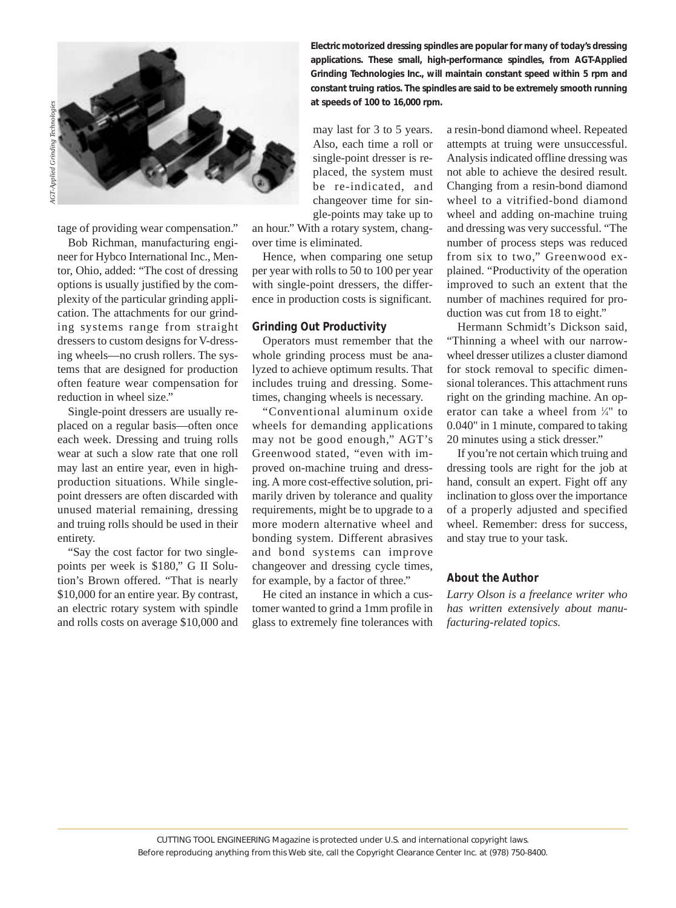Electric motorized dressing spindles are popular for many of today's dressing applications. These small, high-performance spindles, from AGT-Applied Grinding Technologies Inc., will maintain constant speed within 5 rpm and constant truing ratios. The spindles are said to be extremely smooth running at speeds of 100 to 16,000 rpm.

*AGT-Applied Grinding Technologies*

tage of providing wear compensation."

Bob Richman, manufacturing engineer for Hybco International Inc., Mentor, Ohio, added: "The cost of dressing options is usually justified by the complexity of the particular grinding application. The attachments for our grinding systems range from straight dressers to custom designs for V-dressing wheels—no crush rollers. The systems that are designed for production often feature wear compensation for reduction in wheel size."

Single-point dressers are usually replaced on a regular basis—often once each week. Dressing and truing rolls wear at such a slow rate that one roll may last an entire year, even in high-production situations. While single-point dressers are often discarded with unused material remaining, dressing and truing rolls should be used in their entirety.

"Say the cost factor for two single-points per week is $180," G II Solution's Brown offered. "That is nearly $10,000 for an entire year. By contrast, an electric rotary system with spindle and rolls costs on average $10,000 and may last for 3 to 5 years. Also, each time a roll or single-point dresser is replaced, the system must be re-indicated, and changeover time for single-points may take up to an hour." With a rotary system, changeover time is eliminated.

Hence, when comparing one setup per year with rolls to 50 to 100 per year with single-point dressers, the difference in production costs is significant.

## Grinding Out Productivity

Operators must remember that the whole grinding process must be analyzed to achieve optimum results. That includes truing and dressing. Sometimes, changing wheels is necessary.

"Conventional aluminum oxide wheels for demanding applications may not be good enough," AGT's Greenwood stated, "even with improved on-machine truing and dressing. A more cost-effective solution, primarily driven by tolerance and quality requirements, might be to upgrade to a more modern alternative wheel and bonding system. Different abrasives and bond systems can improve changeover and dressing cycle times, for example, by a factor of three."

He cited an instance in which a customer wanted to grind a 1mm profile in glass to extremely fine tolerances with a resin-bond diamond wheel. Repeated attempts at truing were unsuccessful. Analysis indicated offline dressing was not able to achieve the desired result. Changing from a resin-bond diamond wheel to a vitrified-bond diamond wheel and adding on-machine truing and dressing was very successful. "The number of process steps was reduced from six to two," Greenwood explained. "Productivity of the operation improved to such an extent that the number of machines required for production was cut from 18 to eight."

Hermann Schmidt's Dickson said, "Thinning a wheel with our narrow-wheel dresser utilizes a cluster diamond for stock removal to specific dimensional tolerances. This attachment runs right on the grinding machine. An operator can take a wheel from ¼" to 0.040" in 1 minute, compared to taking 20 minutes using a stick dresser."

If you're not certain which truing and dressing tools are right for the job at hand, consult an expert. Fight off any inclination to gloss over the importance of a properly adjusted and specified wheel. Remember: dress for success, and stay true to your task.

## About the Author

*Larry Olson is a freelance writer who has written extensively about manufacturing-related topics.*

CUTTING TOOL ENGINEERING Magazine is protected under U.S. and international copyright laws.
Before reproducing anything from this Web site, call the Copyright Clearance Center Inc. at (978) 750-8400.